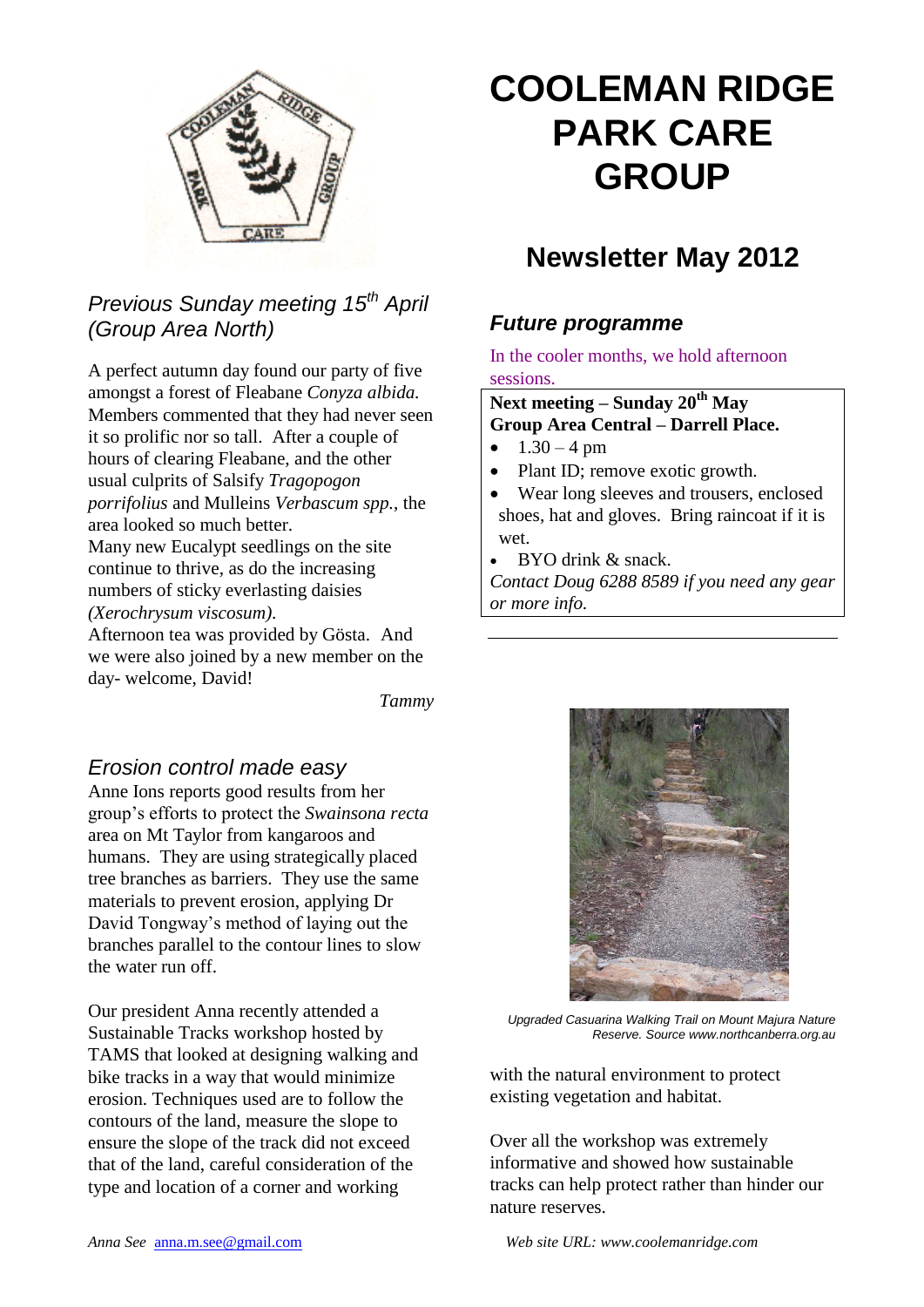# COOLEMAN RIDGE PARK CARE GROUP

## Newsletter May 2012

### *Previous Sunday meeting 15th April (Group Area North)*

A perfect autumn day found our party of five amongst a forest of Fleabane *Conyza albida.* Members commented that they had never seen it so prolific nor so tall. After a couple of hours of clearing Fleabane, and the other usual culprits of Salsify *Tragopogon porrifolius* and Mulleins *Verbascum spp.*, the area looked so much better.
Many new Eucalypt seedlings on the site continue to thrive, as do the increasing numbers of sticky everlasting daisies *(Xerochrysum viscosum).*
Afternoon tea was provided by Gösta. And we were also joined by a new member on the day- welcome, David!

*Tammy*

### *Erosion control made easy*

Anne Ions reports good results from her group's efforts to protect the *Swainsona recta* area on Mt Taylor from kangaroos and humans. They are using strategically placed tree branches as barriers. They use the same materials to prevent erosion, applying Dr David Tongway's method of laying out the branches parallel to the contour lines to slow the water run off.

Our president Anna recently attended a Sustainable Tracks workshop hosted by TAMS that looked at designing walking and bike tracks in a way that would minimize erosion. Techniques used are to follow the contours of the land, measure the slope to ensure the slope of the track did not exceed that of the land, careful consideration of the type and location of a corner and working with the natural environment to protect existing vegetation and habitat.

Over all the workshop was extremely informative and showed how sustainable tracks can help protect rather than hinder our nature reserves.

*Anna See* anna.m.see@gmail.com

*Upgraded Casuarina Walking Trail on Mount Majura Nature Reserve. Source www.northcanberra.org.au*

### *Future programme*

In the cooler months, we hold afternoon sessions.

**Next meeting – Sunday 20th May**
**Group Area Central – Darrell Place.**

- 1.30 – 4 pm
- Plant ID; remove exotic growth.
- Wear long sleeves and trousers, enclosed shoes, hat and gloves. Bring raincoat if it is wet.
- BYO drink & snack.

*Contact Doug 6288 8589 if you need any gear or more info.*

*Web site URL: www.coolemanridge.com*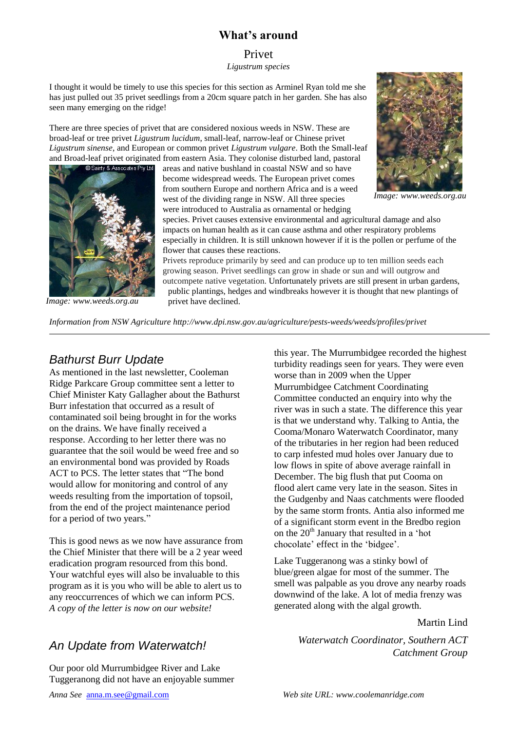# What's around

## Privet

*Ligustrum species*

I thought it would be timely to use this species for this section as Arminel Ryan told me she has just pulled out 35 privet seedlings from a 20cm square patch in her garden. She has also seen many emerging on the ridge!

There are three species of privet that are considered noxious weeds in NSW. These are broad-leaf or tree privet *Ligustrum lucidum*, small-leaf, narrow-leaf or Chinese privet *Ligustrum sinense*, and European or common privet *Ligustrum vulgare*. Both the Small-leaf and Broad-leaf privet originated from eastern Asia. They colonise disturbed land, pastoral areas and native bushland in coastal NSW and so have become widespread weeds. The European privet comes from southern Europe and northern Africa and is a weed west of the dividing range in NSW. All three species were introduced to Australia as ornamental or hedging species. Privet causes extensive environmental and agricultural damage and also impacts on human health as it can cause asthma and other respiratory problems especially in children. It is still unknown however if it is the pollen or perfume of the flower that causes these reactions.

Privets reproduce primarily by seed and can produce up to ten million seeds each growing season. Privet seedlings can grow in shade or sun and will outgrow and outcompete native vegetation. Unfortunately privets are still present in urban gardens, public plantings, hedges and windbreaks however it is thought that new plantings of privet have declined.

*Image: www.weeds.org.au*

*Image: www.weeds.org.au*

*Information from NSW Agriculture http://www.dpi.nsw.gov.au/agriculture/pests-weeds/weeds/profiles/privet*

---

## *Bathurst Burr Update*

As mentioned in the last newsletter, Cooleman Ridge Parkcare Group committee sent a letter to Chief Minister Katy Gallagher about the Bathurst Burr infestation that occurred as a result of contaminated soil being brought in for the works on the drains. We have finally received a response. According to her letter there was no guarantee that the soil would be weed free and so an environmental bond was provided by Roads ACT to PCS. The letter states that "The bond would allow for monitoring and control of any weeds resulting from the importation of topsoil, from the end of the project maintenance period for a period of two years."

This is good news as we now have assurance from the Chief Minister that there will be a 2 year weed eradication program resourced from this bond. Your watchful eyes will also be invaluable to this program as it is you who will be able to alert us to any reoccurrences of which we can inform PCS. *A copy of the letter is now on our website!*

## *An Update from Waterwatch!*

Our poor old Murrumbidgee River and Lake Tuggeranong did not have an enjoyable summer this year. The Murrumbidgee recorded the highest turbidity readings seen for years. They were even worse than in 2009 when the Upper Murrumbidgee Catchment Coordinating Committee conducted an enquiry into why the river was in such a state. The difference this year is that we understand why. Talking to Antia, the Cooma/Monaro Waterwatch Coordinator, many of the tributaries in her region had been reduced to carp infested mud holes over January due to low flows in spite of above average rainfall in December. The big flush that put Cooma on flood alert came very late in the season. Sites in the Gudgenby and Naas catchments were flooded by the same storm fronts. Antia also informed me of a significant storm event in the Bredbo region on the 20th January that resulted in a 'hot chocolate' effect in the 'bidgee'.

Lake Tuggeranong was a stinky bowl of blue/green algae for most of the summer. The smell was palpable as you drove any nearby roads downwind of the lake. A lot of media frenzy was generated along with the algal growth.

Martin Lind

*Waterwatch Coordinator, Southern ACT Catchment Group*

*Anna See* anna.m.see@gmail.com

*Web site URL: www.coolemanridge.com*